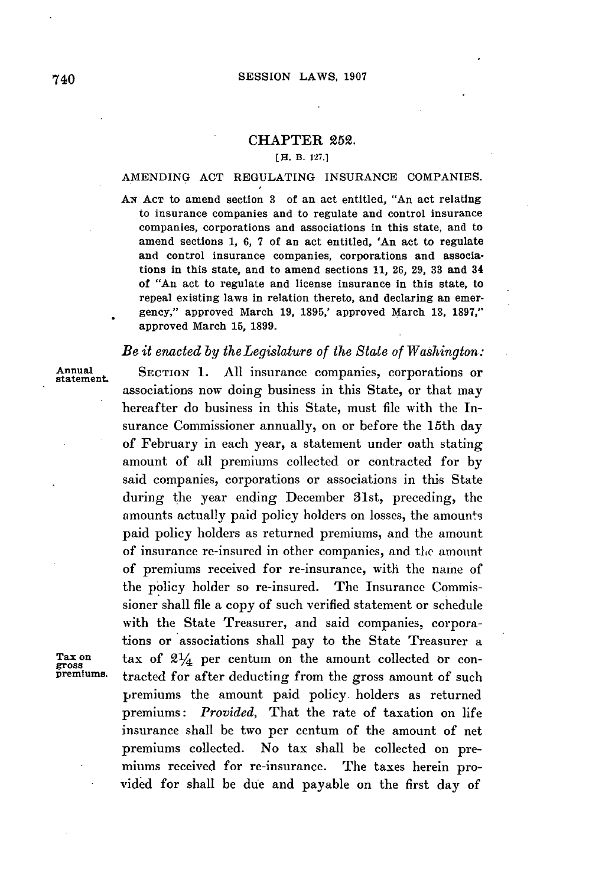## CHAPTER 252.

[H. B. 127.]

### AMENDING ACT REGULATING INSURANCE COMPANIES.

AN ACT to amend section 3 of an act entitled, "An act relating to insurance companies and to regulate and control insurance companies, corporations and associations in this state, and to amend sections 1, 6, 7 of an act entitled, 'An act to regulate and control insurance companies, corporations and associations in this state, and to amend sections 11, 26, 29, 33 and 34 of "An act to regulate and license insurance in this state, to repeal existing laws in relation thereto, and declaring an emergency," approved March 19, 1895,' approved March 13, 1897," approved March 15, 1899.

*Be it enacted by the Legislature of the State of Washington:*

Annual statement.

SECTION 1. All insurance companies, corporations or associations now doing business in this State, or that may hereafter do business in this State, must file with the Insurance Commissioner annually, on or before the 15th day of February in each year, a statement under oath stating amount of all premiums collected or contracted for by said companies, corporations or associations in this State during the year ending December 31st, preceding, the amounts actually paid policy holders on losses, the amounts paid policy holders as returned premiums, and the amount of insurance re-insured in other companies, and the amount of premiums received for re-insurance, with the name of the policy holder so re-insured. The Insurance Commissioner shall file a copy of such verified statement or schedule with the State Treasurer, and said companies, corporations or associations shall pay to the State Treasurer a tax of $2\frac{1}{4}$ per centum on the amount collected or contracted for after deducting from the gross amount of such premiums the amount paid policy holders as returned premiums: *Provided,* That the rate of taxation on life insurance shall be two per centum of the amount of net premiums collected. No tax shall be collected on premiums received for re-insurance. The taxes herein provided for shall be due and payable on the first day of

Tax on gross premiums.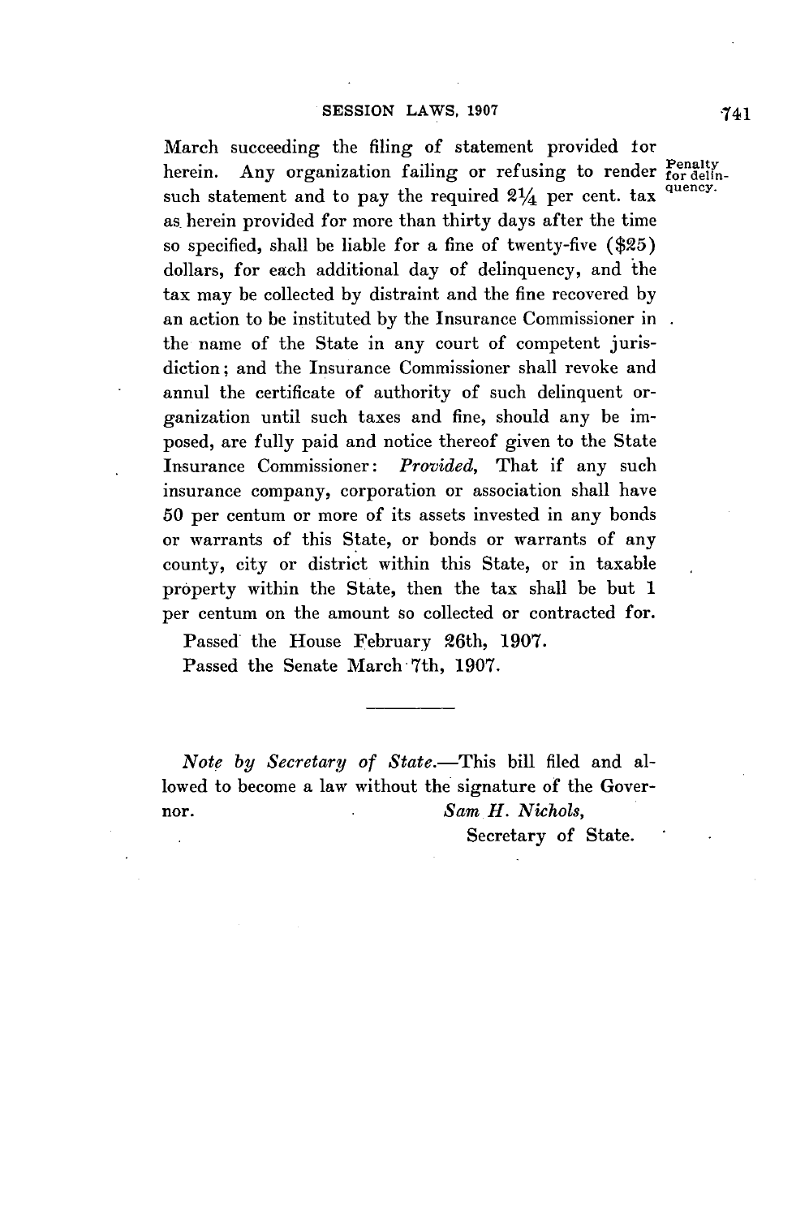March succeeding the filing of statement provided for herein. Any organization failing or refusing to render such statement and to pay the required $2\frac{1}{4}$ per cent. tax as herein provided for more than thirty days after the time so specified, shall be liable for a fine of twenty-five ($25) dollars, for each additional day of delinquency, and the tax may be collected by distraint and the fine recovered by an action to be instituted by the Insurance Commissioner in the name of the State in any court of competent jurisdiction; and the Insurance Commissioner shall revoke and annul the certificate of authority of such delinquent organization until such taxes and fine, should any be imposed, are fully paid and notice thereof given to the State Insurance Commissioner: *Provided,* That if any such insurance company, corporation or association shall have 50 per centum or more of its assets invested in any bonds or warrants of this State, or bonds or warrants of any county, city or district within this State, or in taxable property within the State, then the tax shall be but 1 per centum on the amount so collected or contracted for.

Penalty for delinquency.

Passed the House February 26th, 1907.
Passed the Senate March 7th, 1907.

---

*Note by Secretary of State.*—This bill filed and allowed to become a law without the signature of the Governor.

*Sam H. Nichols,*
Secretary of State.